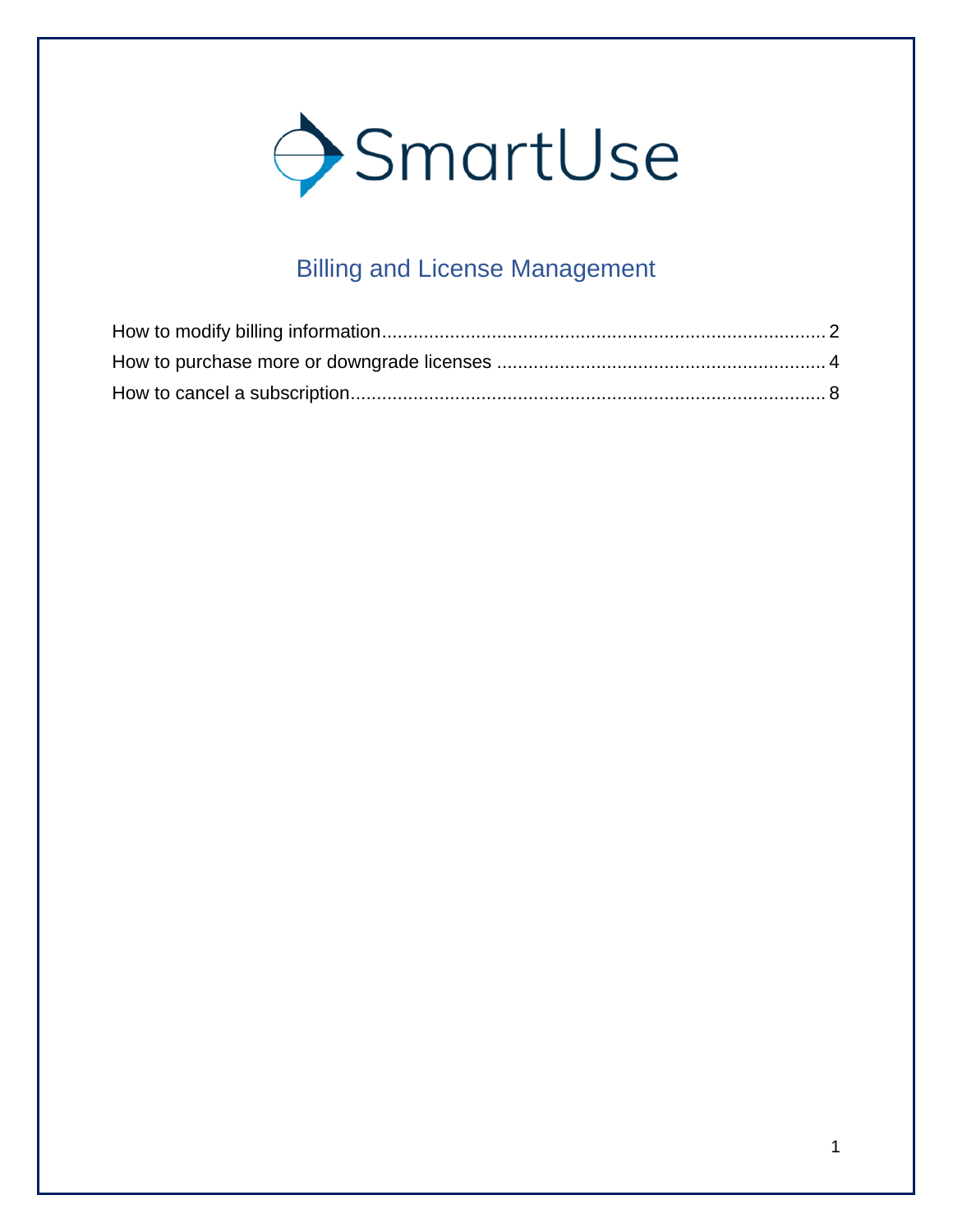# SmartUse

## Billing and License Management

How to modify billing information........................................................................................ 2

How to purchase more or downgrade licenses ................................................................. 4

How to cancel a subscription............................................................................................... 8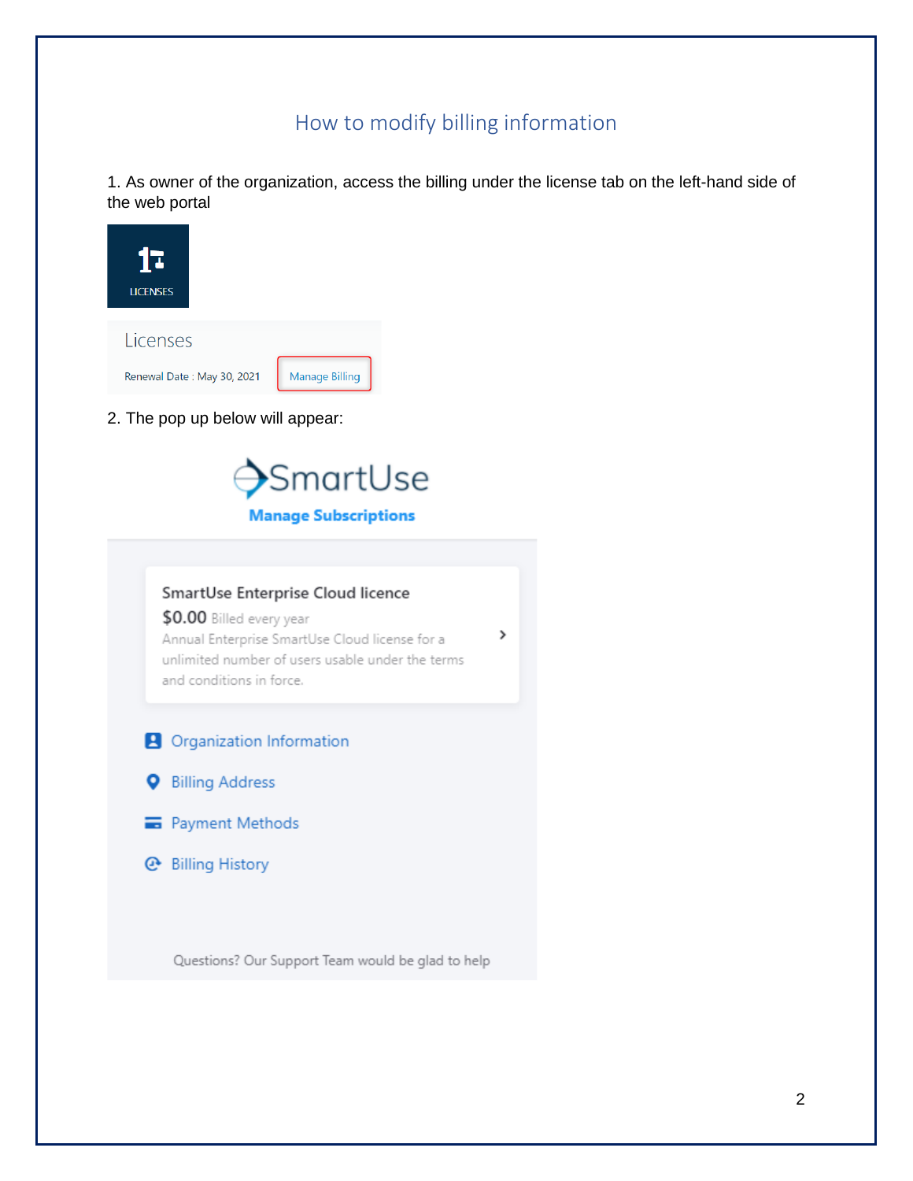# How to modify billing information

1. As owner of the organization, access the billing under the license tab on the left-hand side of the web portal

LICENSES

Licenses

Renewal Date : May 30, 2021 Manage Billing

2. The pop up below will appear:

SmartUse

**Manage Subscriptions**

SmartUse Enterprise Cloud licence

$0.00 Billed every year

Annual Enterprise SmartUse Cloud license for a unlimited number of users usable under the terms and conditions in force.

Organization Information

Billing Address

Payment Methods

Billing History

Questions? Our Support Team would be glad to help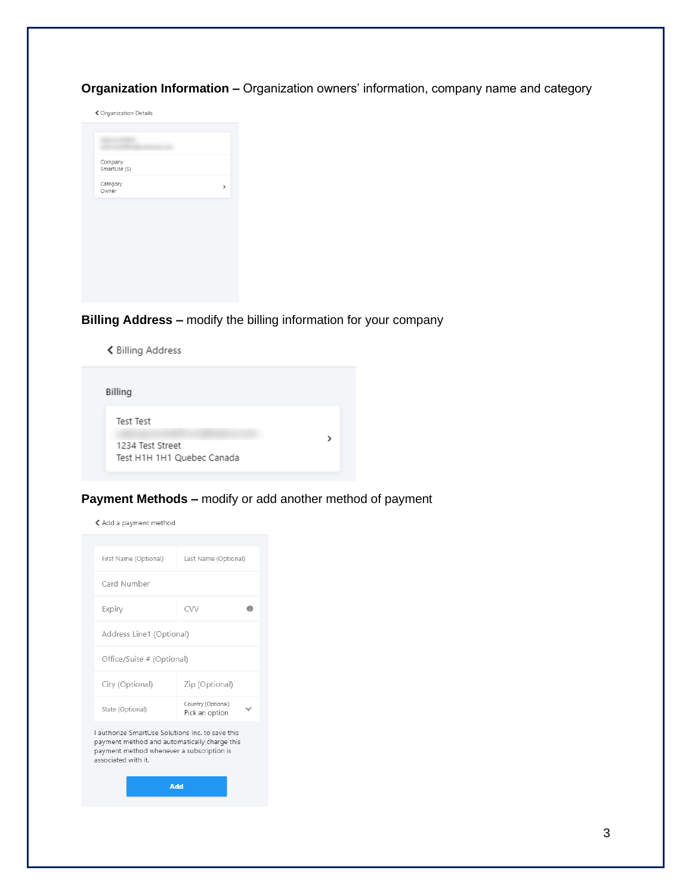**Organization Information –** Organization owners' information, company name and category

‹ Organization Details

Company
SmartUse (S)

Category
Owner

**Billing Address –** modify the billing information for your company

‹ Billing Address

Billing

Test Test
1234 Test Street
Test H1H 1H1 Quebec Canada

**Payment Methods –** modify or add another method of payment

‹ Add a payment method

First Name (Optional) | Last Name (Optional)

Card Number

Expiry | CVV

Address Line1 (Optional)

Office/Suite # (Optional)

City (Optional) | Zip (Optional)

State (Optional) | Country (Optional) Pick an option

I authorize SmartUse Solutions Inc. to save this payment method and automatically charge this payment method whenever a subscription is associated with it.

Add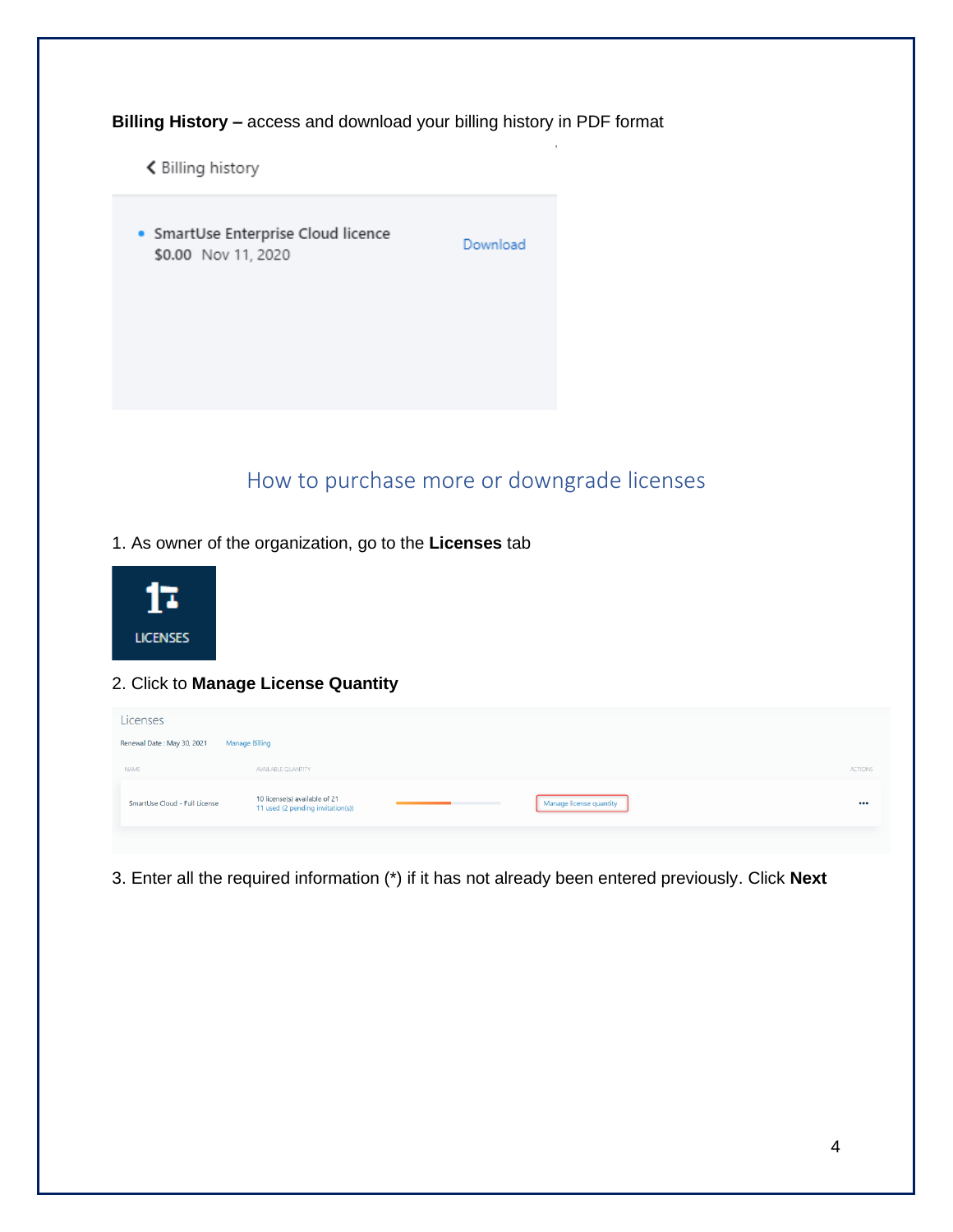**Billing History –** access and download your billing history in PDF format

## How to purchase more or downgrade licenses

1. As owner of the organization, go to the **Licenses** tab

2. Click to **Manage License Quantity**

3. Enter all the required information (*) if it has not already been entered previously. Click **Next**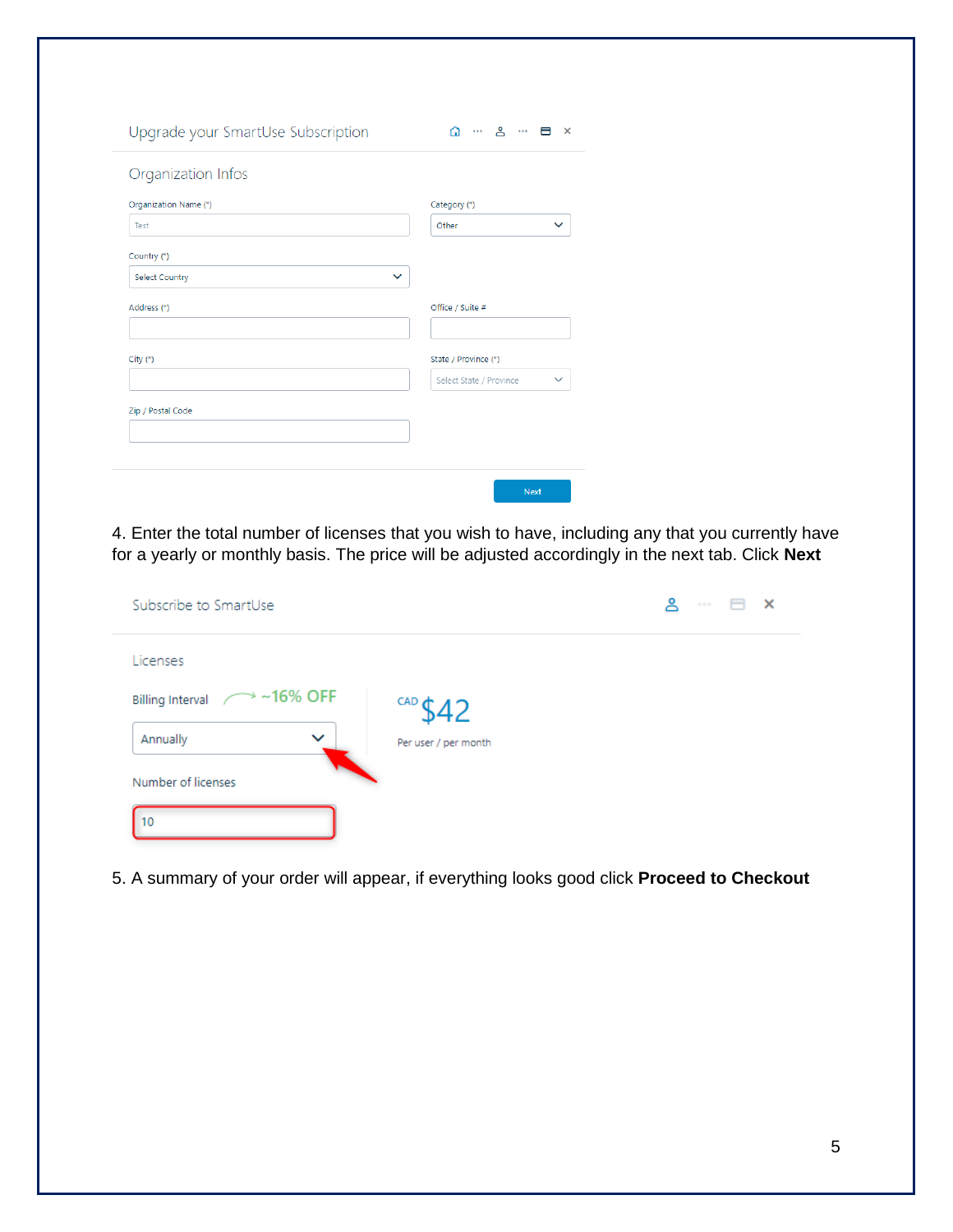Upgrade your SmartUse Subscription

Organization Infos

Organization Name (*)
Test

Category (*)
Other

Country (*)
Select Country

Address (*)

Office / Suite #

City (*)

State / Province (*)
Select State / Province

Zip / Postal Code

Next

4. Enter the total number of licenses that you wish to have, including any that you currently have for a yearly or monthly basis. The price will be adjusted accordingly in the next tab. Click **Next**

Subscribe to SmartUse

Licenses

Billing Interval ~16% OFF

Annually

CAD $42

Per user / per month

Number of licenses

10

5. A summary of your order will appear, if everything looks good click **Proceed to Checkout**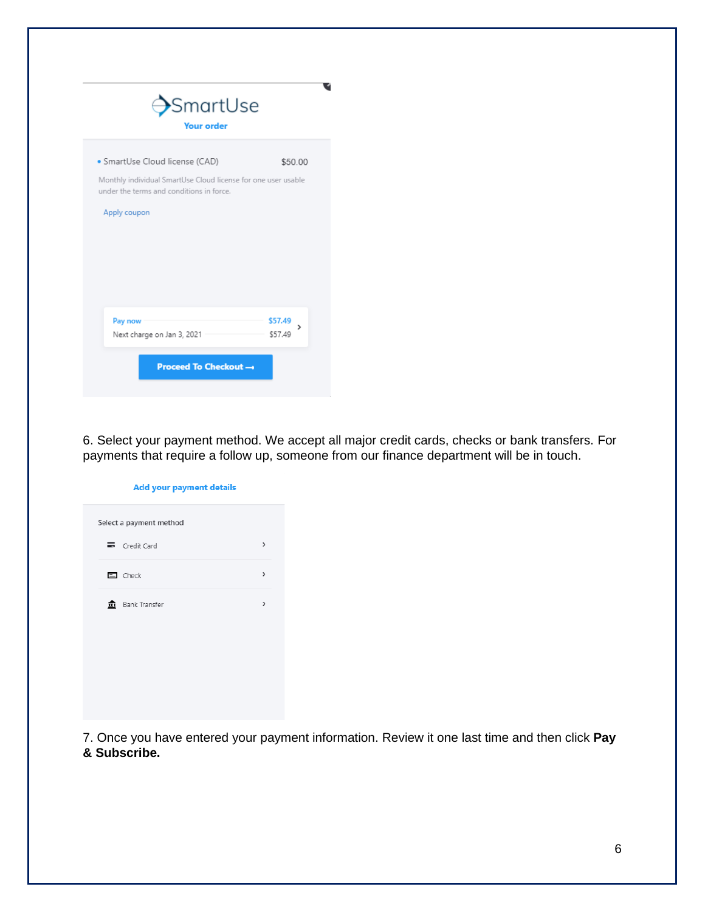SmartUse

Your order

- SmartUse Cloud license (CAD) $50.00

Monthly individual SmartUse Cloud license for one user usable under the terms and conditions in force.

Apply coupon

Pay now $57.49
Next charge on Jan 3, 2021 $57.49

Proceed To Checkout →

6. Select your payment method. We accept all major credit cards, checks or bank transfers. For payments that require a follow up, someone from our finance department will be in touch.

Add your payment details

Select a payment method

- Credit Card
- Check
- Bank Transfer

7. Once you have entered your payment information. Review it one last time and then click **Pay & Subscribe.**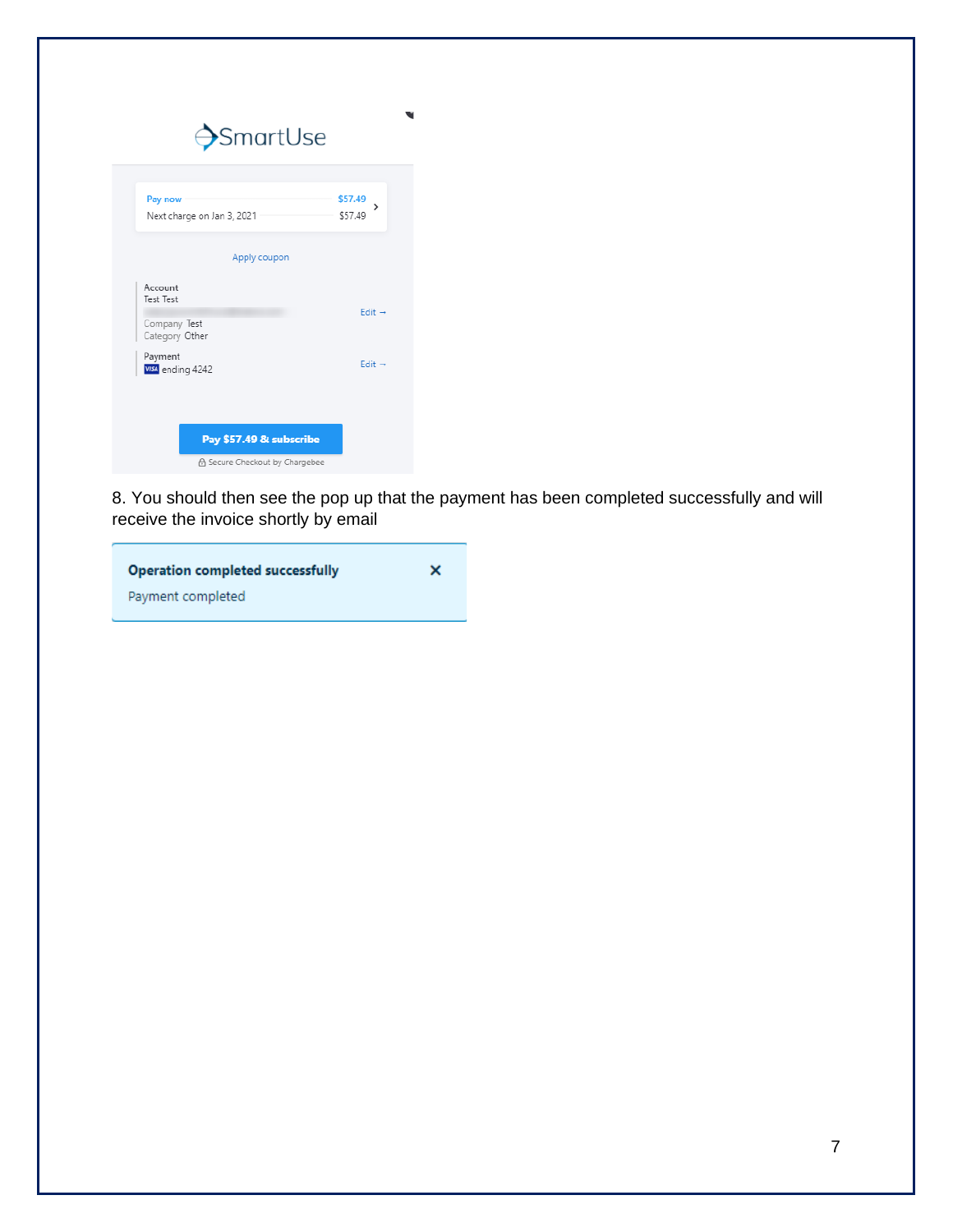SmartUse

Pay now $57.49

Next charge on Jan 3, 2021 $57.49

Apply coupon

Account
Test Test

Edit →

Company Test
Category Other

Payment
VISA ending 4242

Edit →

Pay $57.49 & subscribe

Secure Checkout by Chargebee

8. You should then see the pop up that the payment has been completed successfully and will receive the invoice shortly by email

**Operation completed successfully**

Payment completed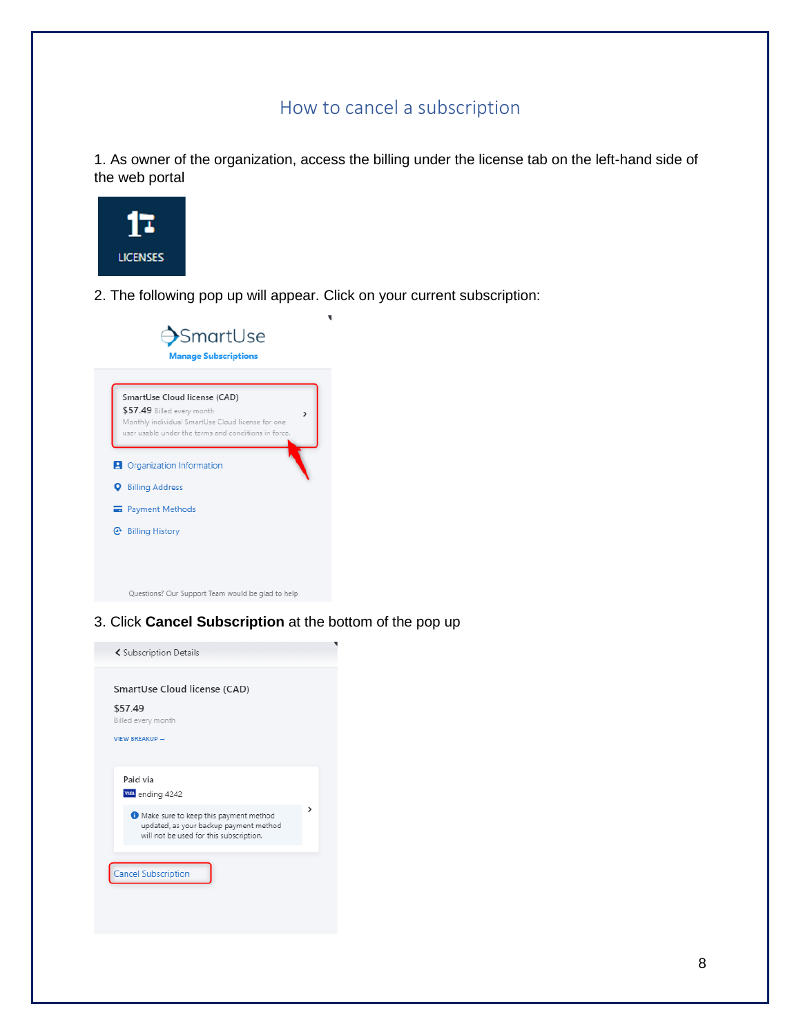# How to cancel a subscription

1. As owner of the organization, access the billing under the license tab on the left-hand side of the web portal

2. The following pop up will appear. Click on your current subscription:

3. Click **Cancel Subscription** at the bottom of the pop up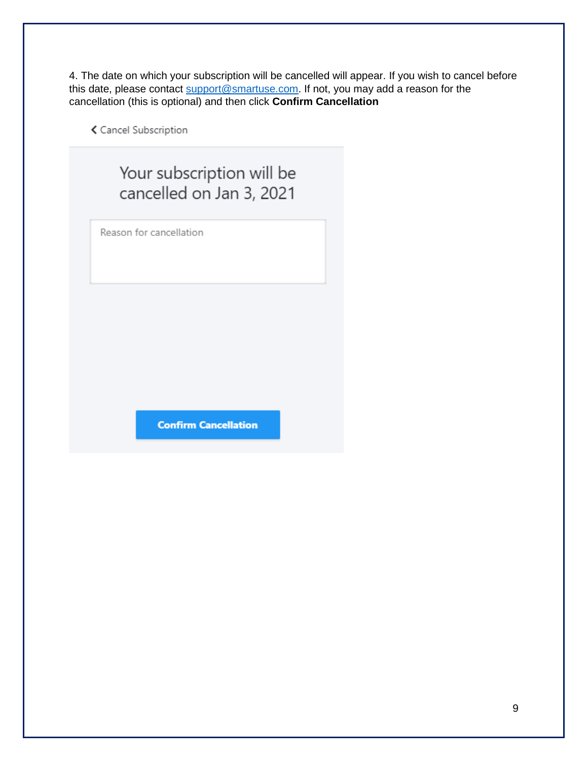4. The date on which your subscription will be cancelled will appear. If you wish to cancel before this date, please contact support@smartuse.com. If not, you may add a reason for the cancellation (this is optional) and then click **Confirm Cancellation**

‹ Cancel Subscription

Your subscription will be cancelled on Jan 3, 2021

Reason for cancellation

Confirm Cancellation